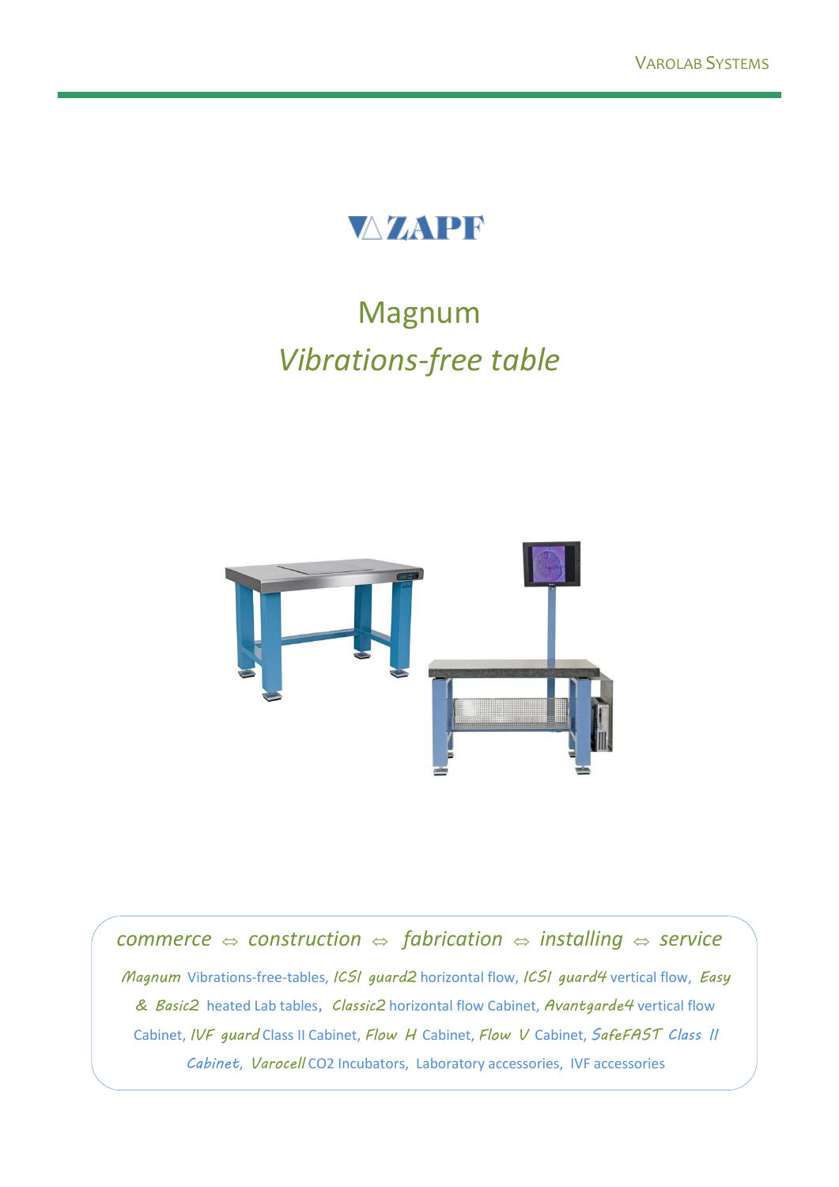ZAPF

# Magnum

## *Vibrations-free table*

*commerce* ⇔ *construction* ⇔ *fabrication* ⇔ *installing* ⇔ *service*

*Magnum* Vibrations-free-tables, *ICSI guard2* horizontal flow, *ICSI guard4* vertical flow, *Easy & Basic2* heated Lab tables, *Classic2* horizontal flow Cabinet, *Avantgarde4* vertical flow Cabinet, *IVF guard* Class II Cabinet, *Flow H* Cabinet, *Flow V* Cabinet, *SafeFAST Class II Cabinet*, *Varocell* $CO_2$ Incubators, Laboratory accessories, IVF accessories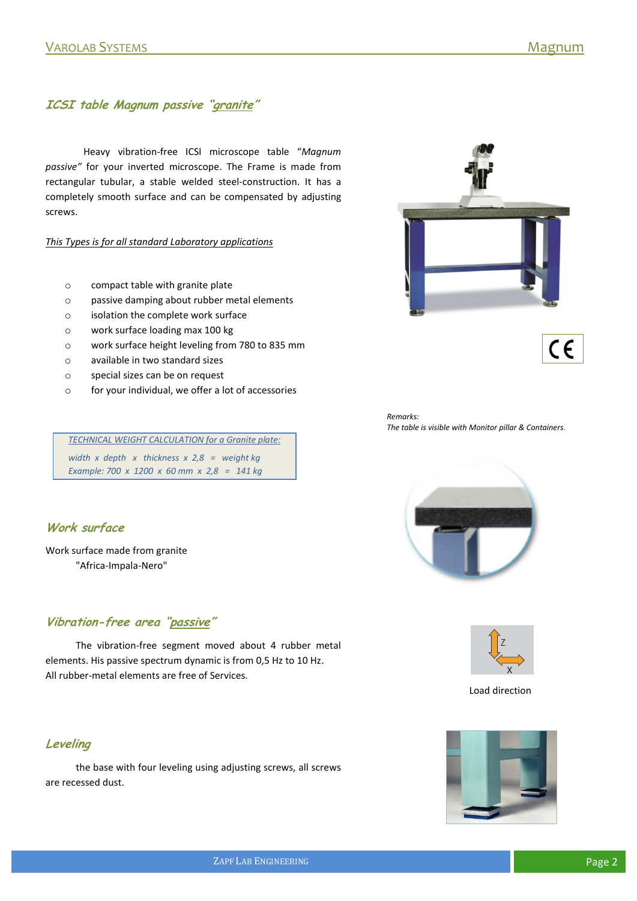## *ICSI table Magnum passive "granite"*

Heavy vibration-free ICSI microscope table "*Magnum passive"* for your inverted microscope. The Frame is made from rectangular tubular, a stable welded steel-construction. It has a completely smooth surface and can be compensated by adjusting screws.

*This Types is for all standard Laboratory applications*

- compact table with granite plate
- passive damping about rubber metal elements
- isolation the complete work surface
- work surface loading max 100 kg
- work surface height leveling from 780 to 835 mm
- available in two standard sizes
- special sizes can be on request
- for your individual, we offer a lot of accessories

*Remarks:*
*The table is visible with Monitor pillar & Containers.*

*TECHNICAL WEIGHT CALCULATION for a Granite plate:*

*width x depth x thickness x 2,8 = weight kg*
*Example: 700 x 1200 x 60 mm x 2,8 = 141 kg*

## *Work surface*

Work surface made from granite
"Africa-Impala-Nero"

## *Vibration-free area "passive"*

The vibration-free segment moved about 4 rubber metal elements. His passive spectrum dynamic is from 0,5 Hz to 10 Hz.
All rubber-metal elements are free of Services.

Z
X

Load direction

## *Leveling*

the base with four leveling using adjusting screws, all screws are recessed dust.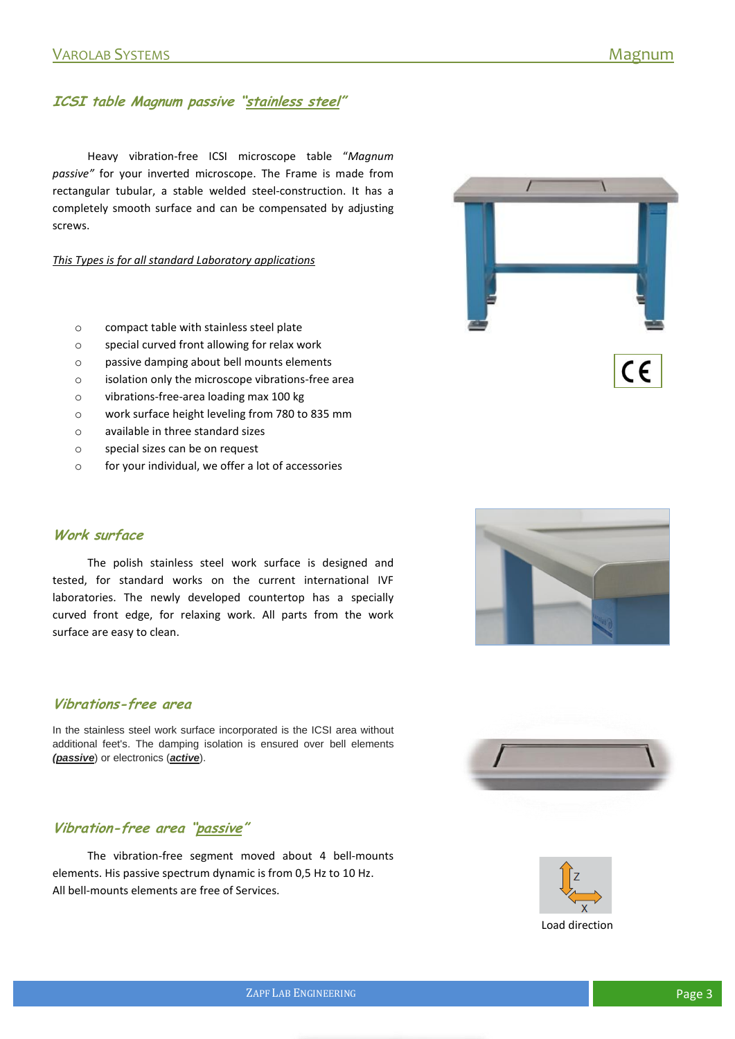## *ICSI table Magnum passive "stainless steel"*

Heavy vibration-free ICSI microscope table "*Magnum passive"* for your inverted microscope. The Frame is made from rectangular tubular, a stable welded steel-construction. It has a completely smooth surface and can be compensated by adjusting screws.

*This Types is for all standard Laboratory applications*

- compact table with stainless steel plate
- special curved front allowing for relax work
- passive damping about bell mounts elements
- isolation only the microscope vibrations-free area
- vibrations-free-area loading max 100 kg
- work surface height leveling from 780 to 835 mm
- available in three standard sizes
- special sizes can be on request
- for your individual, we offer a lot of accessories

## *Work surface*

The polish stainless steel work surface is designed and tested, for standard works on the current international IVF laboratories. The newly developed countertop has a specially curved front edge, for relaxing work. All parts from the work surface are easy to clean.

## *Vibrations-free area*

In the stainless steel work surface incorporated is the ICSI area without additional feet's. The damping isolation is ensured over bell elements ***(passive***) or electronics (***active***).

## *Vibration-free area "passive"*

The vibration-free segment moved about 4 bell-mounts elements. His passive spectrum dynamic is from 0,5 Hz to 10 Hz. All bell-mounts elements are free of Services.

Z

X

Load direction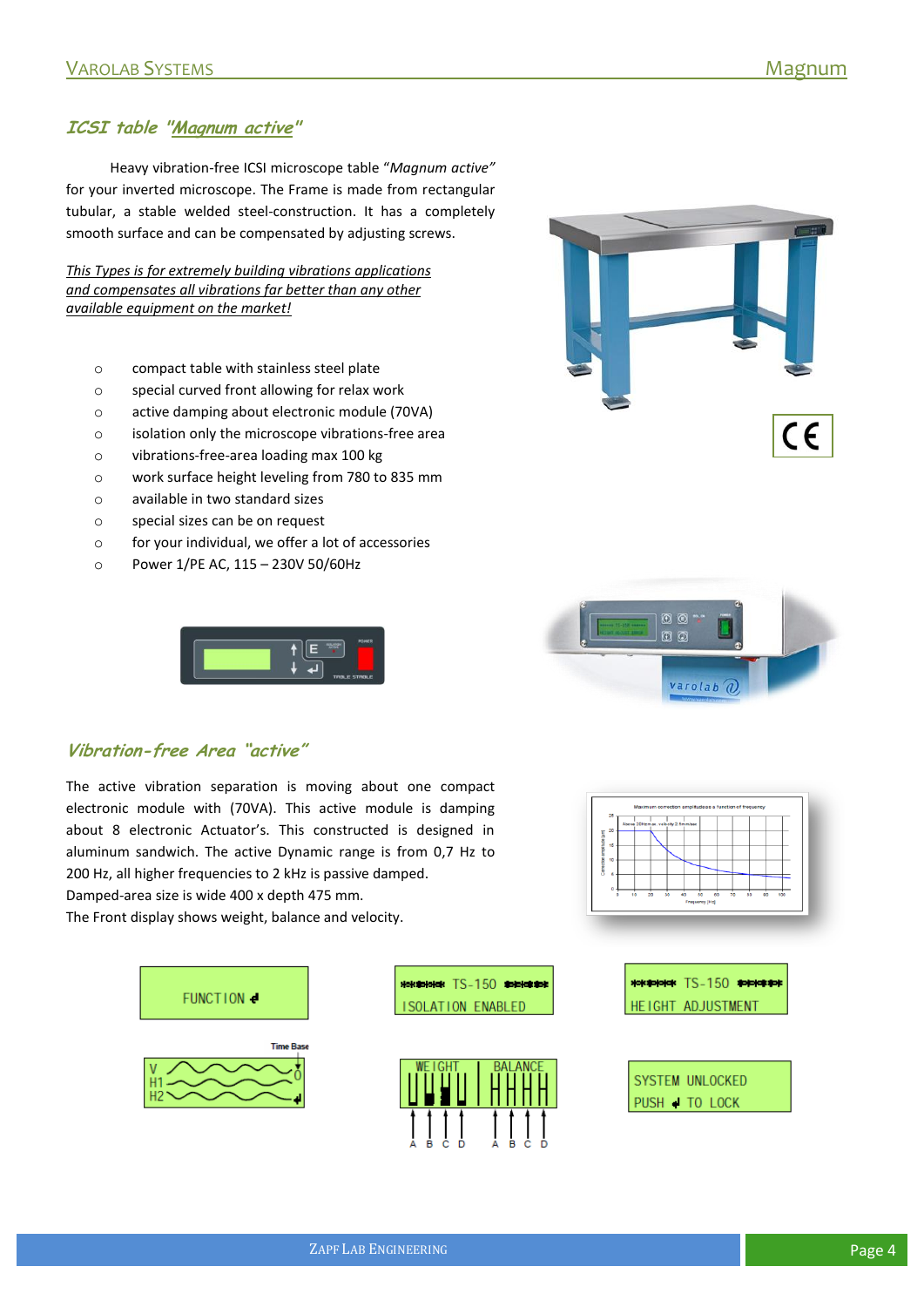## *ICSI table "Magnum active"*

Heavy vibration-free ICSI microscope table "*Magnum active"* for your inverted microscope. The Frame is made from rectangular tubular, a stable welded steel-construction. It has a completely smooth surface and can be compensated by adjusting screws.

*This Types is for extremely building vibrations applications and compensates all vibrations far better than any other available equipment on the market!*

- compact table with stainless steel plate
- special curved front allowing for relax work
- active damping about electronic module (70VA)
- isolation only the microscope vibrations-free area
- vibrations-free-area loading max 100 kg
- work surface height leveling from 780 to 835 mm
- available in two standard sizes
- special sizes can be on request
- for your individual, we offer a lot of accessories
- Power 1/PE AC, 115 – 230V 50/60Hz

## *Vibration-free Area "active"*

The active vibration separation is moving about one compact electronic module with (70VA). This active module is damping about 8 electronic Actuator's. This constructed is designed in aluminum sandwich. The active Dynamic range is from 0,7 Hz to 200 Hz, all higher frequencies to 2 kHz is passive damped.
Damped-area size is wide 400 x depth 475 mm.
The Front display shows weight, balance and velocity.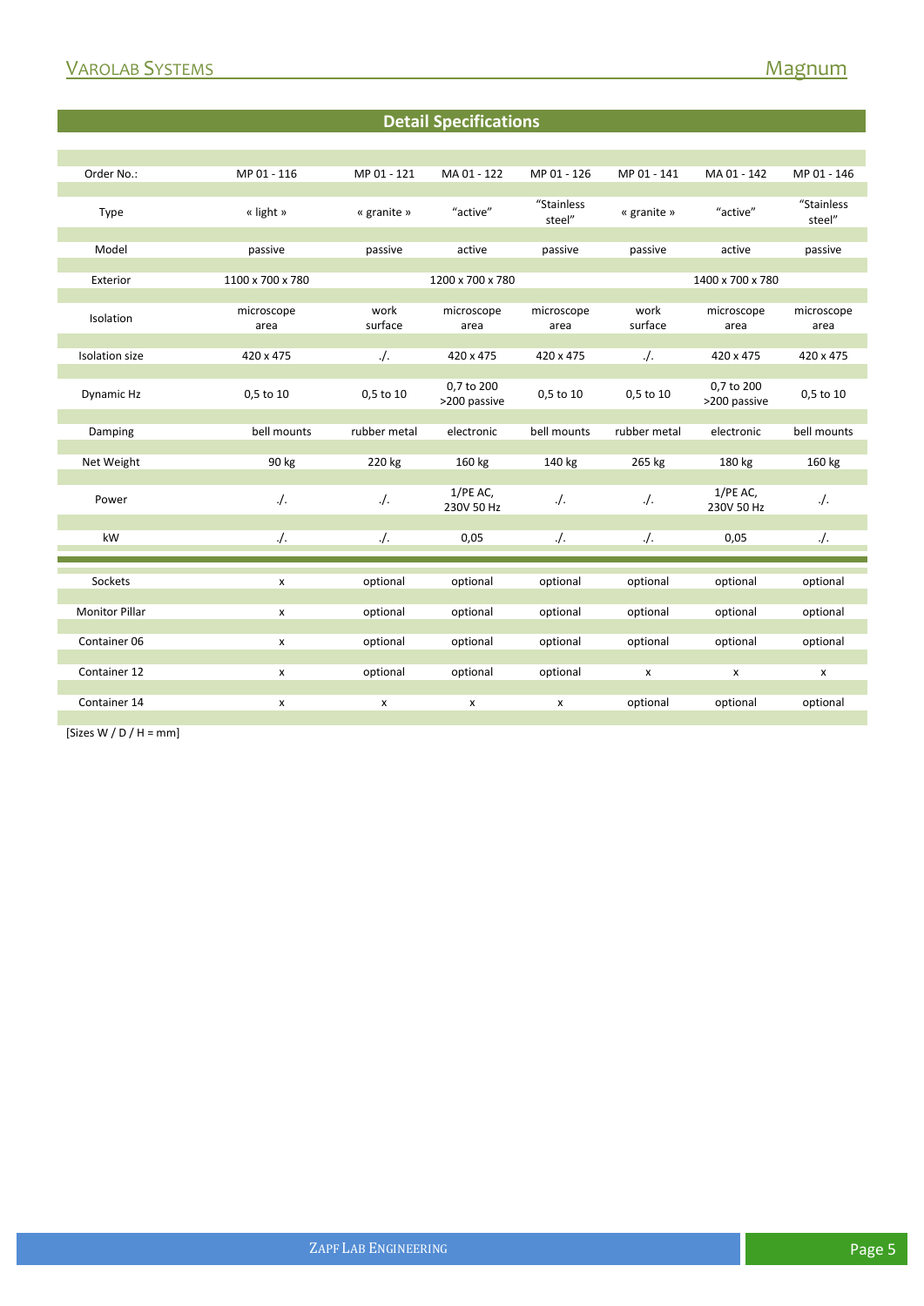## Detail Specifications

| Order No.: | MP 01 - 116 | MP 01 - 121 | MA 01 - 122 | MP 01 - 126 | MP 01 - 141 | MA 01 - 142 | MP 01 - 146 |
|---|---|---|---|---|---|---|---|
| Type | « light » | « granite » | "active" | "Stainless steel" | « granite » | "active" | "Stainless steel" |
| Model | passive | passive | active | passive | passive | active | passive |
| Exterior | 1100 x 700 x 780 | | 1200 x 700 x 780 | | | 1400 x 700 x 780 | |
| Isolation | microscope area | work surface | microscope area | microscope area | work surface | microscope area | microscope area |
| Isolation size | 420 x 475 | ./. | 420 x 475 | 420 x 475 | ./. | 420 x 475 | 420 x 475 |
| Dynamic Hz | 0,5 to 10 | 0,5 to 10 | 0,7 to 200 >200 passive | 0,5 to 10 | 0,5 to 10 | 0,7 to 200 >200 passive | 0,5 to 10 |
| Damping | bell mounts | rubber metal | electronic | bell mounts | rubber metal | electronic | bell mounts |
| Net Weight | 90 kg | 220 kg | 160 kg | 140 kg | 265 kg | 180 kg | 160 kg |
| Power | ./. | ./. | 1/PE AC, 230V 50 Hz | ./. | ./. | 1/PE AC, 230V 50 Hz | ./. |
| kW | ./. | ./. | 0,05 | ./. | ./. | 0,05 | ./. |
| Sockets | x | optional | optional | optional | optional | optional | optional |
| Monitor Pillar | x | optional | optional | optional | optional | optional | optional |
| Container 06 | x | optional | optional | optional | optional | optional | optional |
| Container 12 | x | optional | optional | optional | x | x | x |
| Container 14 | x | x | x | x | optional | optional | optional |

[Sizes W / D / H = mm]